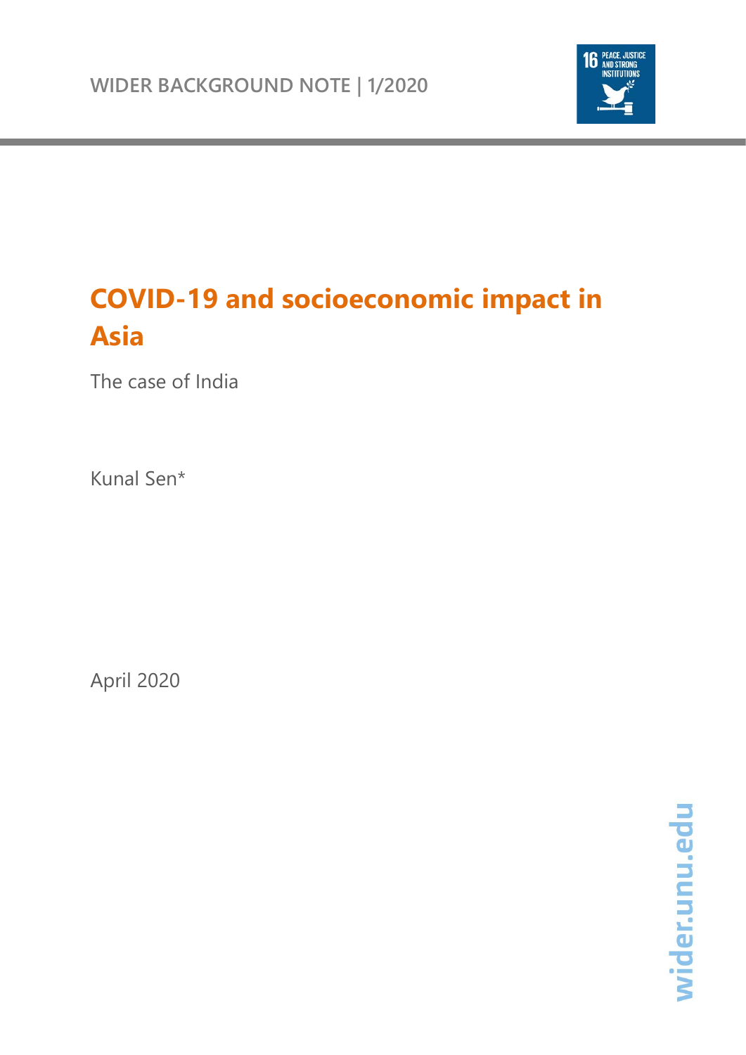WIDER BACKGROUND NOTE | 1/2020

16 PEACE, JUSTICE AND STRONG INSTITUTIONS

# COVID-19 and socioeconomic impact in Asia

The case of India

Kunal Sen*

April 2020

wider.unu.edu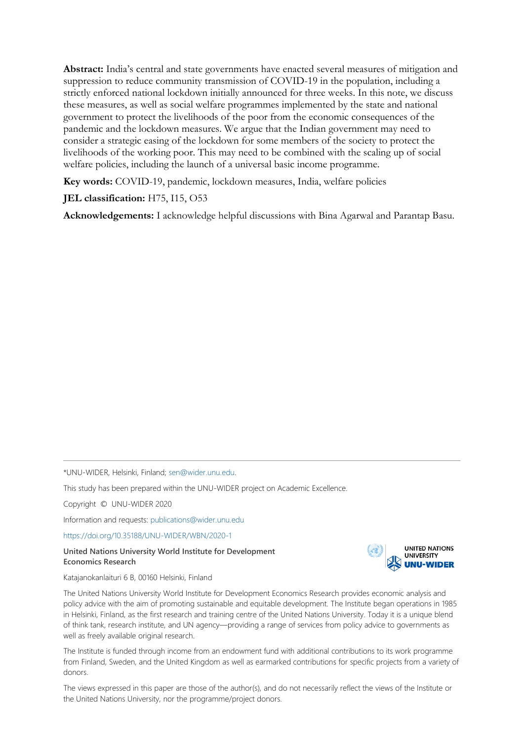**Abstract:** India's central and state governments have enacted several measures of mitigation and suppression to reduce community transmission of COVID-19 in the population, including a strictly enforced national lockdown initially announced for three weeks. In this note, we discuss these measures, as well as social welfare programmes implemented by the state and national government to protect the livelihoods of the poor from the economic consequences of the pandemic and the lockdown measures. We argue that the Indian government may need to consider a strategic easing of the lockdown for some members of the society to protect the livelihoods of the working poor. This may need to be combined with the scaling up of social welfare policies, including the launch of a universal basic income programme.

**Key words:** COVID-19, pandemic, lockdown measures, India, welfare policies

**JEL classification:** H75, I15, O53

**Acknowledgements:** I acknowledge helpful discussions with Bina Agarwal and Parantap Basu.

---

*UNU-WIDER, Helsinki, Finland; sen@wider.unu.edu.

This study has been prepared within the UNU-WIDER project on Academic Excellence.

Copyright © UNU-WIDER 2020

Information and requests: publications@wider.unu.edu

https://doi.org/10.35188/UNU-WIDER/WBN/2020-1

**United Nations University World Institute for Development Economics Research**

Katajanokanlaituri 6 B, 00160 Helsinki, Finland

The United Nations University World Institute for Development Economics Research provides economic analysis and policy advice with the aim of promoting sustainable and equitable development. The Institute began operations in 1985 in Helsinki, Finland, as the first research and training centre of the United Nations University. Today it is a unique blend of think tank, research institute, and UN agency—providing a range of services from policy advice to governments as well as freely available original research.

The Institute is funded through income from an endowment fund with additional contributions to its work programme from Finland, Sweden, and the United Kingdom as well as earmarked contributions for specific projects from a variety of donors.

The views expressed in this paper are those of the author(s), and do not necessarily reflect the views of the Institute or the United Nations University, nor the programme/project donors.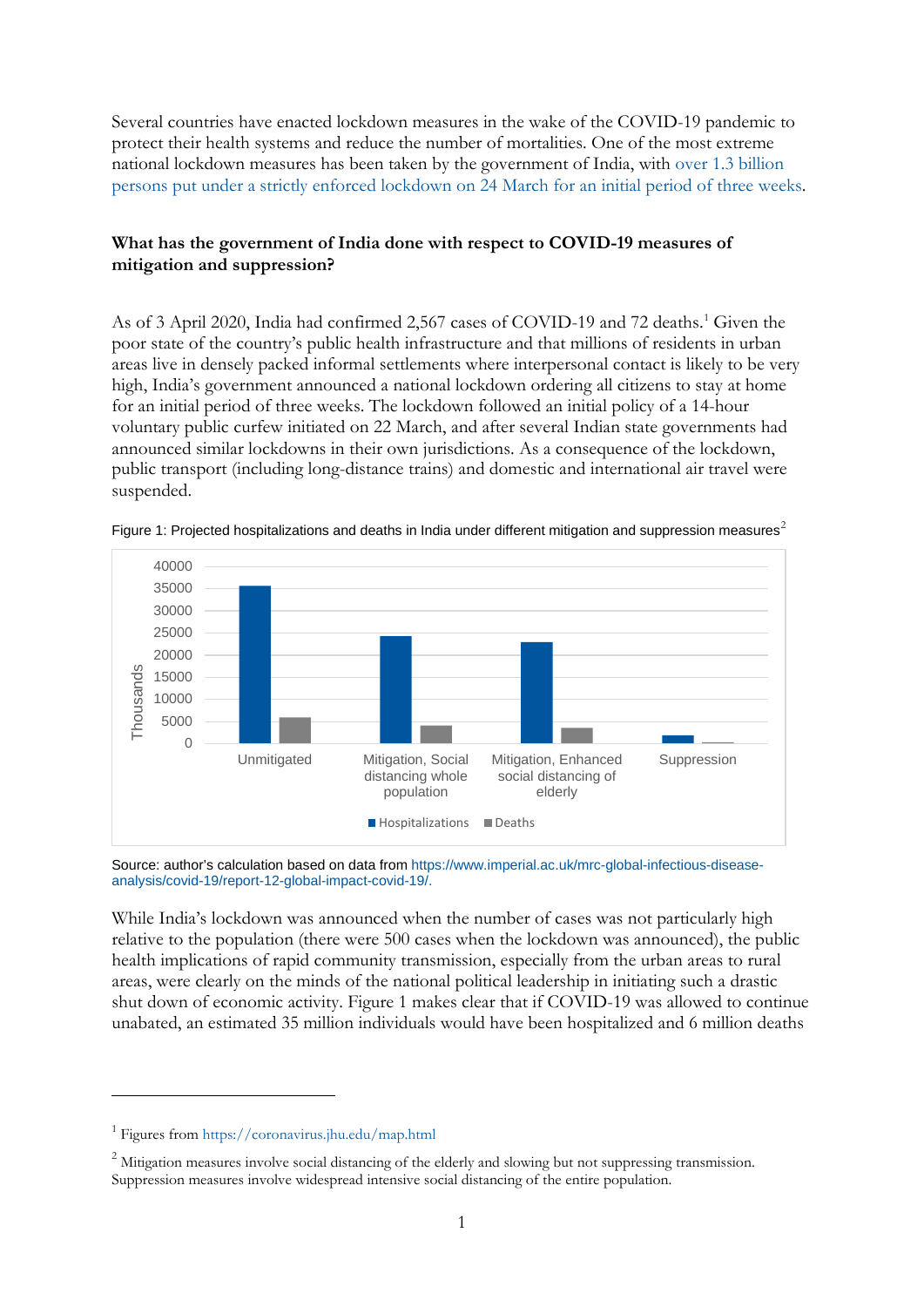Several countries have enacted lockdown measures in the wake of the COVID-19 pandemic to protect their health systems and reduce the number of mortalities. One of the most extreme national lockdown measures has been taken by the government of India, with over 1.3 billion persons put under a strictly enforced lockdown on 24 March for an initial period of three weeks.

**What has the government of India done with respect to COVID-19 measures of mitigation and suppression?**

As of 3 April 2020, India had confirmed 2,567 cases of COVID-19 and 72 deaths.[1] Given the poor state of the country's public health infrastructure and that millions of residents in urban areas live in densely packed informal settlements where interpersonal contact is likely to be very high, India's government announced a national lockdown ordering all citizens to stay at home for an initial period of three weeks. The lockdown followed an initial policy of a 14-hour voluntary public curfew initiated on 22 March, and after several Indian state governments had announced similar lockdowns in their own jurisdictions. As a consequence of the lockdown, public transport (including long-distance trains) and domestic and international air travel were suspended.

Figure 1: Projected hospitalizations and deaths in India under different mitigation and suppression measures[2]

Source: author's calculation based on data from https://www.imperial.ac.uk/mrc-global-infectious-disease-analysis/covid-19/report-12-global-impact-covid-19/.

While India's lockdown was announced when the number of cases was not particularly high relative to the population (there were 500 cases when the lockdown was announced), the public health implications of rapid community transmission, especially from the urban areas to rural areas, were clearly on the minds of the national political leadership in initiating such a drastic shut down of economic activity. Figure 1 makes clear that if COVID-19 was allowed to continue unabated, an estimated 35 million individuals would have been hospitalized and 6 million deaths

[1] Figures from https://coronavirus.jhu.edu/map.html

[2] Mitigation measures involve social distancing of the elderly and slowing but not suppressing transmission. Suppression measures involve widespread intensive social distancing of the entire population.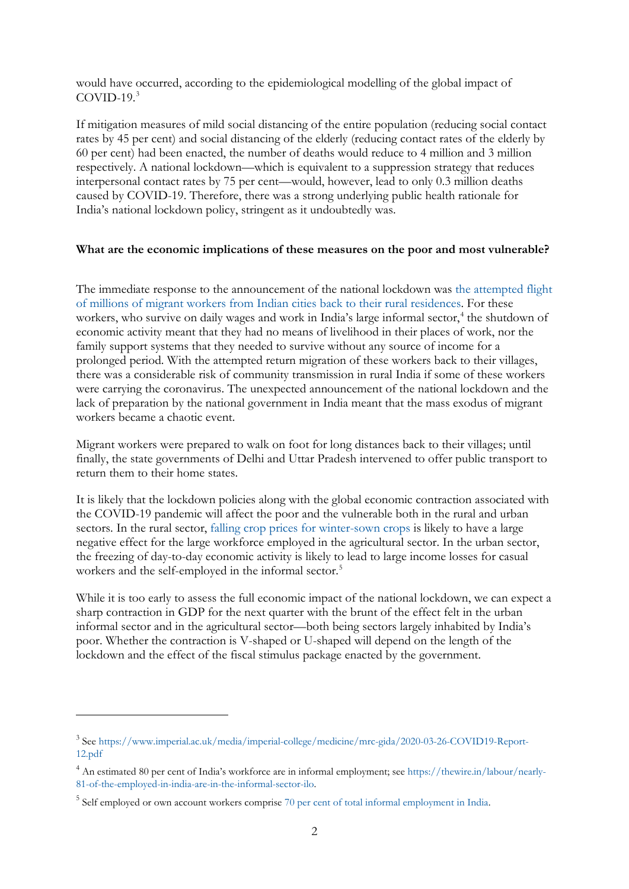would have occurred, according to the epidemiological modelling of the global impact of COVID-19.[3]

If mitigation measures of mild social distancing of the entire population (reducing social contact rates by 45 per cent) and social distancing of the elderly (reducing contact rates of the elderly by 60 per cent) had been enacted, the number of deaths would reduce to 4 million and 3 million respectively. A national lockdown—which is equivalent to a suppression strategy that reduces interpersonal contact rates by 75 per cent—would, however, lead to only 0.3 million deaths caused by COVID-19. Therefore, there was a strong underlying public health rationale for India's national lockdown policy, stringent as it undoubtedly was.

**What are the economic implications of these measures on the poor and most vulnerable?**

The immediate response to the announcement of the national lockdown was the attempted flight of millions of migrant workers from Indian cities back to their rural residences. For these workers, who survive on daily wages and work in India's large informal sector,[4] the shutdown of economic activity meant that they had no means of livelihood in their places of work, nor the family support systems that they needed to survive without any source of income for a prolonged period. With the attempted return migration of these workers back to their villages, there was a considerable risk of community transmission in rural India if some of these workers were carrying the coronavirus. The unexpected announcement of the national lockdown and the lack of preparation by the national government in India meant that the mass exodus of migrant workers became a chaotic event.

Migrant workers were prepared to walk on foot for long distances back to their villages; until finally, the state governments of Delhi and Uttar Pradesh intervened to offer public transport to return them to their home states.

It is likely that the lockdown policies along with the global economic contraction associated with the COVID-19 pandemic will affect the poor and the vulnerable both in the rural and urban sectors. In the rural sector, falling crop prices for winter-sown crops is likely to have a large negative effect for the large workforce employed in the agricultural sector. In the urban sector, the freezing of day-to-day economic activity is likely to lead to large income losses for casual workers and the self-employed in the informal sector.[5]

While it is too early to assess the full economic impact of the national lockdown, we can expect a sharp contraction in GDP for the next quarter with the brunt of the effect felt in the urban informal sector and in the agricultural sector—both being sectors largely inhabited by India's poor. Whether the contraction is V-shaped or U-shaped will depend on the length of the lockdown and the effect of the fiscal stimulus package enacted by the government.

---

[3] See https://www.imperial.ac.uk/media/imperial-college/medicine/mrc-gida/2020-03-26-COVID19-Report-12.pdf

[4] An estimated 80 per cent of India's workforce are in informal employment; see https://thewire.in/labour/nearly-81-of-the-employed-in-india-are-in-the-informal-sector-ilo.

[5] Self employed or own account workers comprise 70 per cent of total informal employment in India.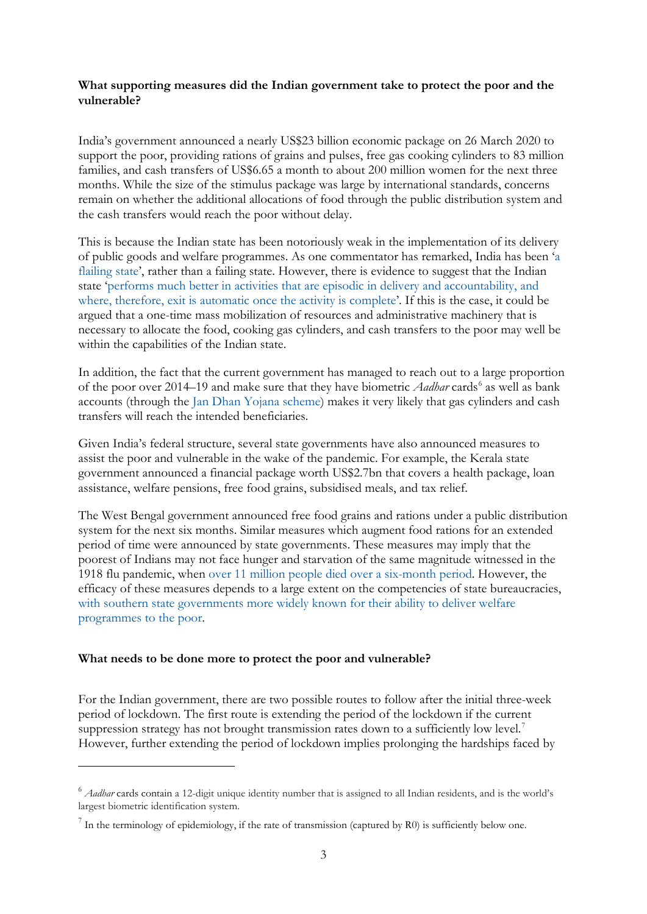**What supporting measures did the Indian government take to protect the poor and the vulnerable?**

India's government announced a nearly US$23 billion economic package on 26 March 2020 to support the poor, providing rations of grains and pulses, free gas cooking cylinders to 83 million families, and cash transfers of US$6.65 a month to about 200 million women for the next three months. While the size of the stimulus package was large by international standards, concerns remain on whether the additional allocations of food through the public distribution system and the cash transfers would reach the poor without delay.

This is because the Indian state has been notoriously weak in the implementation of its delivery of public goods and welfare programmes. As one commentator has remarked, India has been 'a flailing state', rather than a failing state. However, there is evidence to suggest that the Indian state 'performs much better in activities that are episodic in delivery and accountability, and where, therefore, exit is automatic once the activity is complete'. If this is the case, it could be argued that a one-time mass mobilization of resources and administrative machinery that is necessary to allocate the food, cooking gas cylinders, and cash transfers to the poor may well be within the capabilities of the Indian state.

In addition, the fact that the current government has managed to reach out to a large proportion of the poor over 2014–19 and make sure that they have biometric *Aadhar* cards[6] as well as bank accounts (through the Jan Dhan Yojana scheme) makes it very likely that gas cylinders and cash transfers will reach the intended beneficiaries.

Given India's federal structure, several state governments have also announced measures to assist the poor and vulnerable in the wake of the pandemic. For example, the Kerala state government announced a financial package worth US$2.7bn that covers a health package, loan assistance, welfare pensions, free food grains, subsidised meals, and tax relief.

The West Bengal government announced free food grains and rations under a public distribution system for the next six months. Similar measures which augment food rations for an extended period of time were announced by state governments. These measures may imply that the poorest of Indians may not face hunger and starvation of the same magnitude witnessed in the 1918 flu pandemic, when over 11 million people died over a six-month period. However, the efficacy of these measures depends to a large extent on the competencies of state bureaucracies, with southern state governments more widely known for their ability to deliver welfare programmes to the poor.

**What needs to be done more to protect the poor and vulnerable?**

For the Indian government, there are two possible routes to follow after the initial three-week period of lockdown. The first route is extending the period of the lockdown if the current suppression strategy has not brought transmission rates down to a sufficiently low level.[7] However, further extending the period of lockdown implies prolonging the hardships faced by

---

[6] *Aadhar* cards contain a 12-digit unique identity number that is assigned to all Indian residents, and is the world's largest biometric identification system.

[7] In the terminology of epidemiology, if the rate of transmission (captured by R0) is sufficiently below one.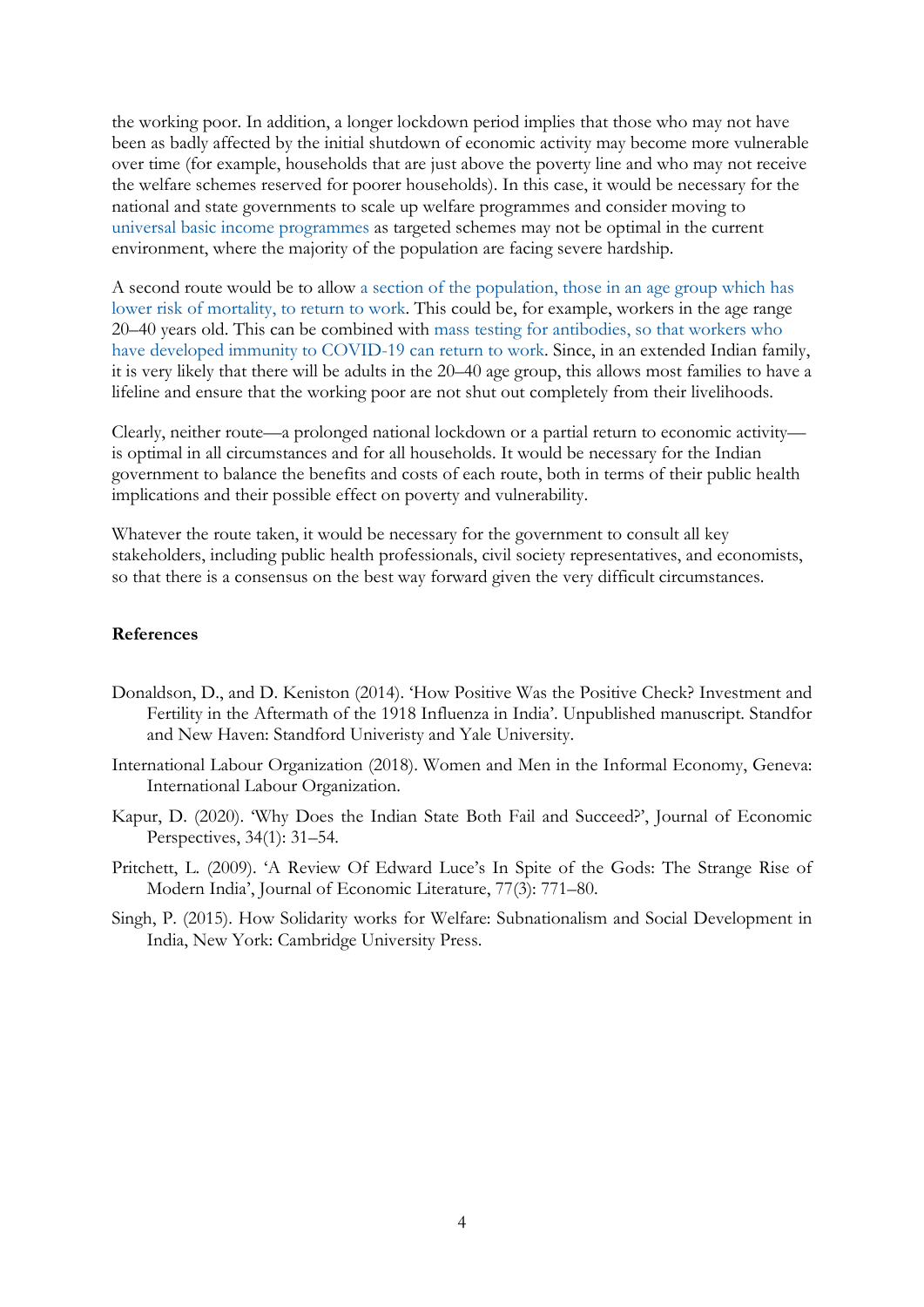the working poor. In addition, a longer lockdown period implies that those who may not have been as badly affected by the initial shutdown of economic activity may become more vulnerable over time (for example, households that are just above the poverty line and who may not receive the welfare schemes reserved for poorer households). In this case, it would be necessary for the national and state governments to scale up welfare programmes and consider moving to universal basic income programmes as targeted schemes may not be optimal in the current environment, where the majority of the population are facing severe hardship.

A second route would be to allow a section of the population, those in an age group which has lower risk of mortality, to return to work. This could be, for example, workers in the age range 20–40 years old. This can be combined with mass testing for antibodies, so that workers who have developed immunity to COVID-19 can return to work. Since, in an extended Indian family, it is very likely that there will be adults in the 20–40 age group, this allows most families to have a lifeline and ensure that the working poor are not shut out completely from their livelihoods.

Clearly, neither route—a prolonged national lockdown or a partial return to economic activity—is optimal in all circumstances and for all households. It would be necessary for the Indian government to balance the benefits and costs of each route, both in terms of their public health implications and their possible effect on poverty and vulnerability.

Whatever the route taken, it would be necessary for the government to consult all key stakeholders, including public health professionals, civil society representatives, and economists, so that there is a consensus on the best way forward given the very difficult circumstances.

**References**

Donaldson, D., and D. Keniston (2014). 'How Positive Was the Positive Check? Investment and Fertility in the Aftermath of the 1918 Influenza in India'. Unpublished manuscript. Standfor and New Haven: Standford Univeristy and Yale University.

International Labour Organization (2018). Women and Men in the Informal Economy, Geneva: International Labour Organization.

Kapur, D. (2020). 'Why Does the Indian State Both Fail and Succeed?', Journal of Economic Perspectives, 34(1): 31–54.

Pritchett, L. (2009). 'A Review Of Edward Luce's In Spite of the Gods: The Strange Rise of Modern India', Journal of Economic Literature, 77(3): 771–80.

Singh, P. (2015). How Solidarity works for Welfare: Subnationalism and Social Development in India, New York: Cambridge University Press.